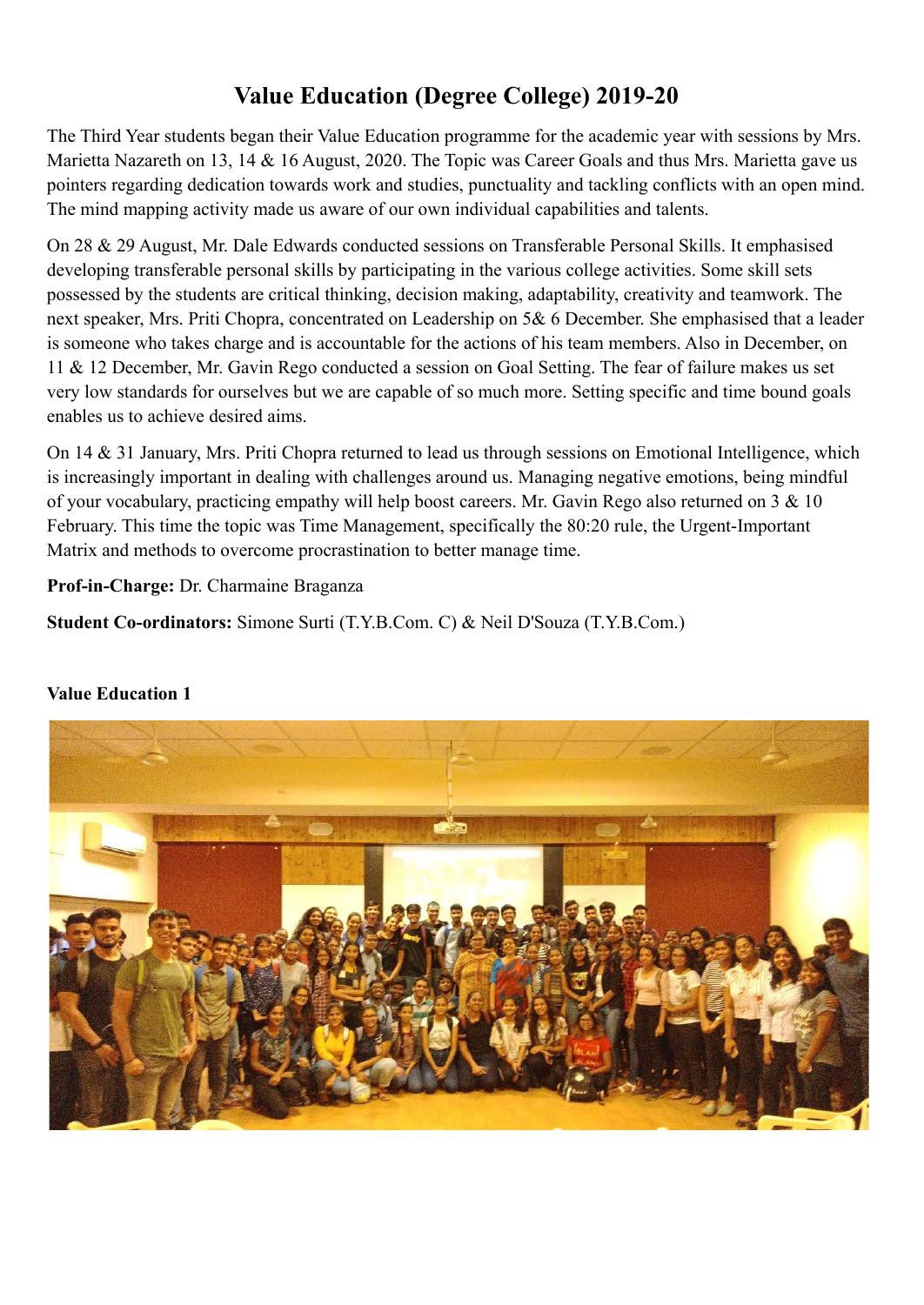# Value Education (Degree College) 2019-20

The Third Year students began their Value Education programme for the academic year with sessions by Mrs. Marietta Nazareth on 13, 14 & 16 August, 2020. The Topic was Career Goals and thus Mrs. Marietta gave us pointers regarding dedication towards work and studies, punctuality and tackling conflicts with an open mind. The mind mapping activity made us aware of our own individual capabilities and talents.

On 28 & 29 August, Mr. Dale Edwards conducted sessions on Transferable Personal Skills. It emphasised developing transferable personal skills by participating in the various college activities. Some skill sets possessed by the students are critical thinking, decision making, adaptability, creativity and teamwork. The next speaker, Mrs. Priti Chopra, concentrated on Leadership on 5& 6 December. She emphasised that a leader is someone who takes charge and is accountable for the actions of his team members. Also in December, on 11 & 12 December, Mr. Gavin Rego conducted a session on Goal Setting. The fear of failure makes us set very low standards for ourselves but we are capable of so much more. Setting specific and time bound goals enables us to achieve desired aims.

On 14 & 31 January, Mrs. Priti Chopra returned to lead us through sessions on Emotional Intelligence, which is increasingly important in dealing with challenges around us. Managing negative emotions, being mindful of your vocabulary, practicing empathy will help boost careers. Mr. Gavin Rego also returned on 3 & 10 February. This time the topic was Time Management, specifically the 80:20 rule, the Urgent-Important Matrix and methods to overcome procrastination to better manage time.

**Prof-in-Charge:** Dr. Charmaine Braganza

**Student Co-ordinators:** Simone Surti (T.Y.B.Com. C) & Neil D'Souza (T.Y.B.Com.)

**Value Education 1**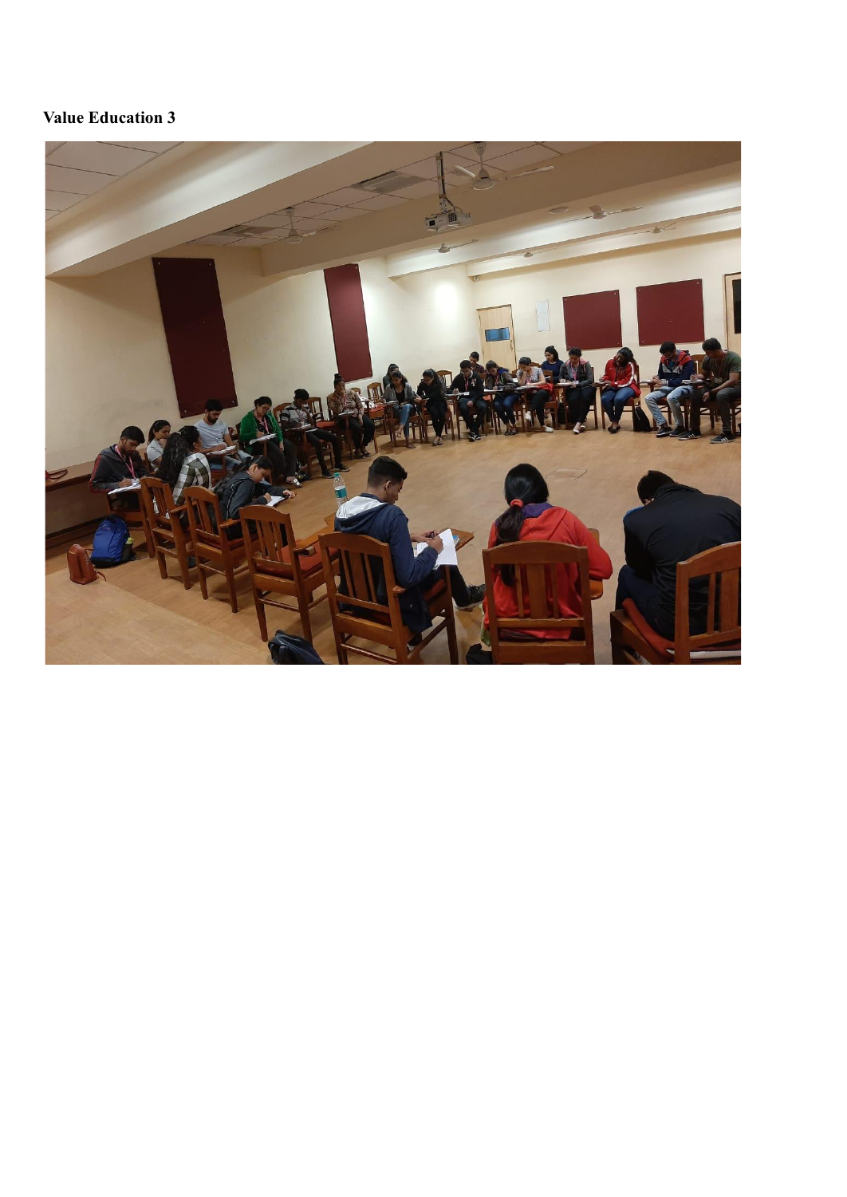**Value Education 3**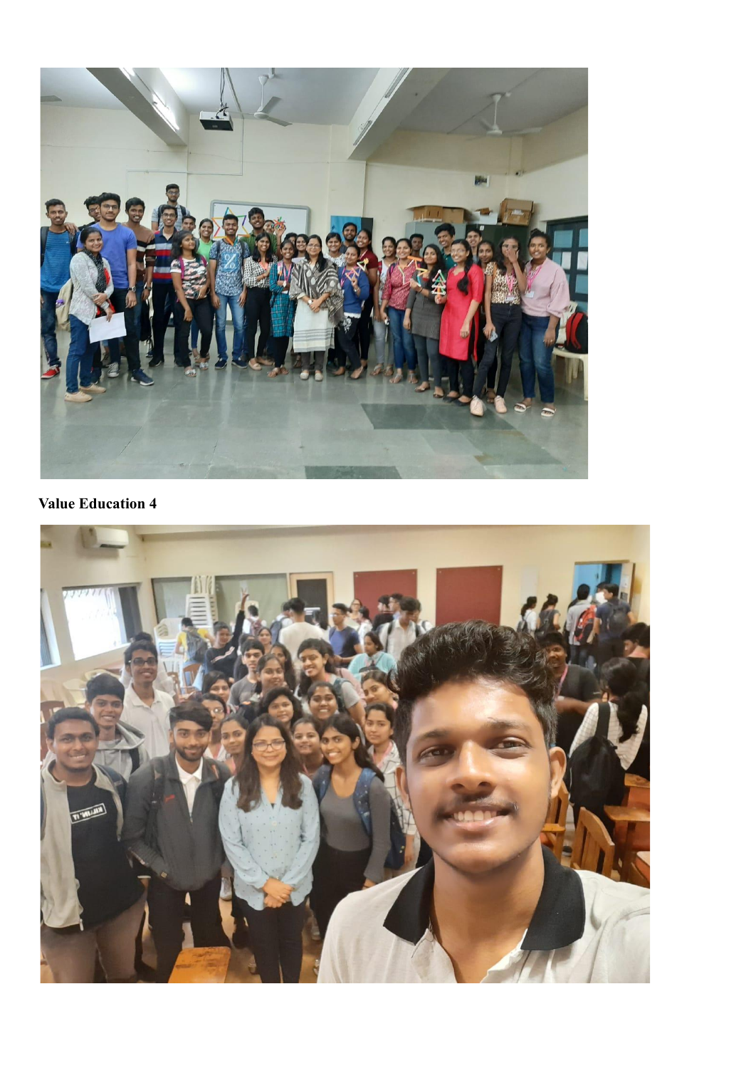**Value Education 4**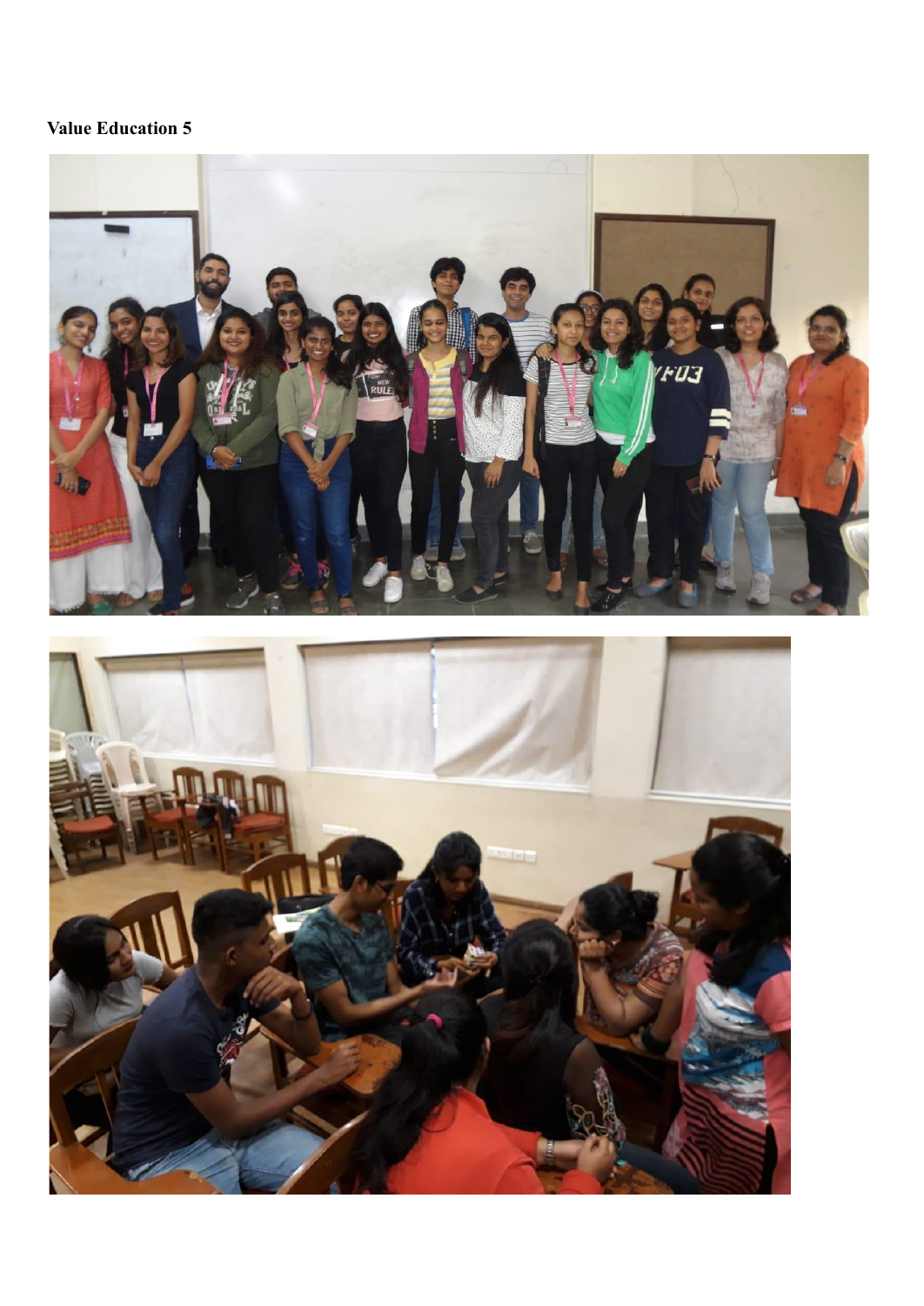**Value Education 5**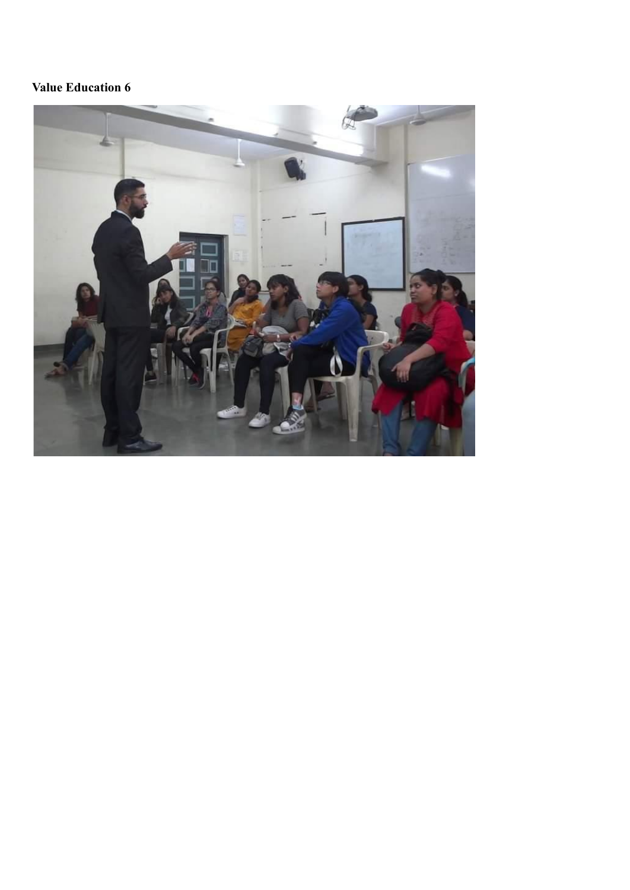**Value Education 6**